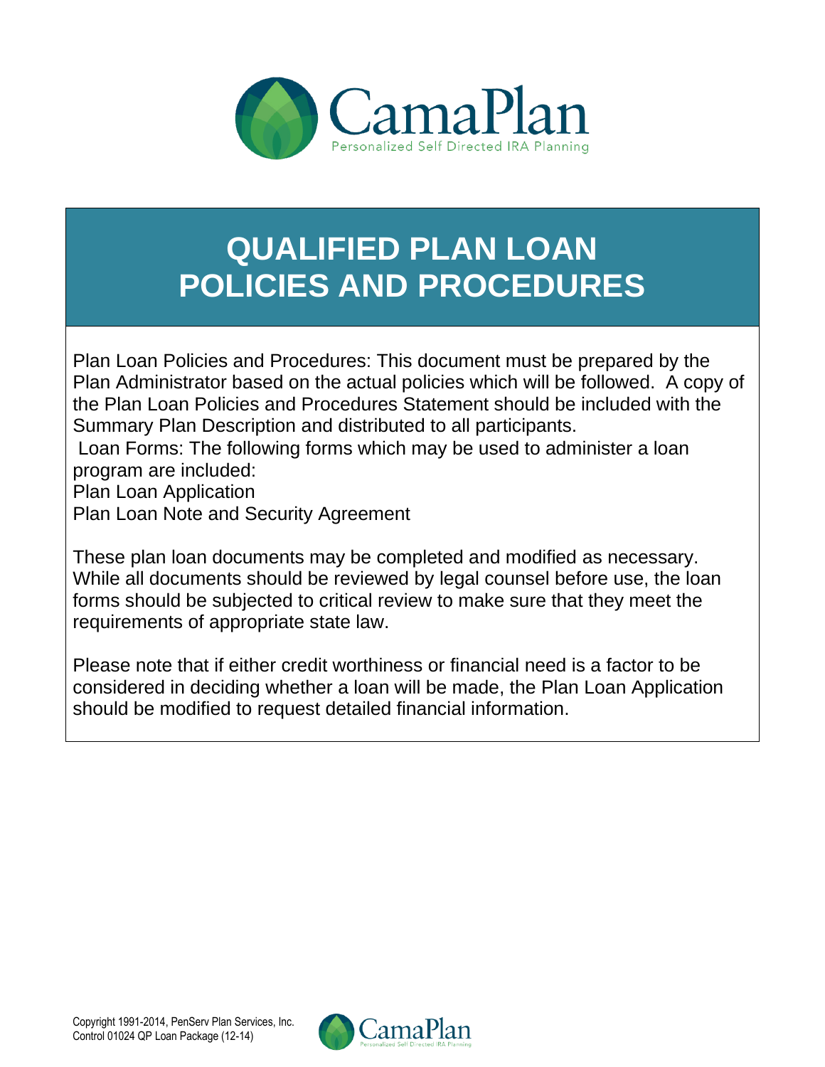CamaPlan

Personalized Self Directed IRA Planning

# QUALIFIED PLAN LOAN POLICIES AND PROCEDURES

Plan Loan Policies and Procedures: This document must be prepared by the Plan Administrator based on the actual policies which will be followed. A copy of the Plan Loan Policies and Procedures Statement should be included with the Summary Plan Description and distributed to all participants.

Loan Forms: The following forms which may be used to administer a loan program are included:

Plan Loan Application

Plan Loan Note and Security Agreement

These plan loan documents may be completed and modified as necessary. While all documents should be reviewed by legal counsel before use, the loan forms should be subjected to critical review to make sure that they meet the requirements of appropriate state law.

Please note that if either credit worthiness or financial need is a factor to be considered in deciding whether a loan will be made, the Plan Loan Application should be modified to request detailed financial information.

Copyright 1991-2014, PenServ Plan Services, Inc.
Control 01024 QP Loan Package (12-14)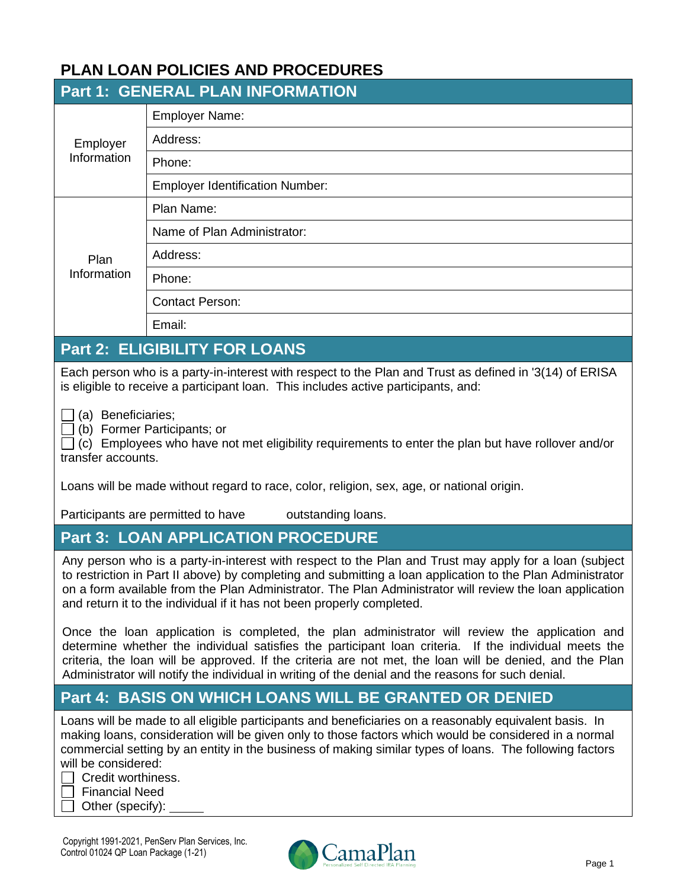# PLAN LOAN POLICIES AND PROCEDURES

## Part 1: GENERAL PLAN INFORMATION

| | |
|---|---|
| Employer Information | Employer Name: |
| | Address: |
| | Phone: |
| | Employer Identification Number: |
| Plan Information | Plan Name: |
| | Name of Plan Administrator: |
| | Address: |
| | Phone: |
| | Contact Person: |
| | Email: |

## Part 2: ELIGIBILITY FOR LOANS

Each person who is a party-in-interest with respect to the Plan and Trust as defined in '3(14) of ERISA is eligible to receive a participant loan. This includes active participants, and:

☐ (a) Beneficiaries;
☐ (b) Former Participants; or
☐ (c) Employees who have not met eligibility requirements to enter the plan but have rollover and/or transfer accounts.

Loans will be made without regard to race, color, religion, sex, age, or national origin.

Participants are permitted to have ______ outstanding loans.

## Part 3: LOAN APPLICATION PROCEDURE

Any person who is a party-in-interest with respect to the Plan and Trust may apply for a loan (subject to restriction in Part II above) by completing and submitting a loan application to the Plan Administrator on a form available from the Plan Administrator. The Plan Administrator will review the loan application and return it to the individual if it has not been properly completed.

Once the loan application is completed, the plan administrator will review the application and determine whether the individual satisfies the participant loan criteria. If the individual meets the criteria, the loan will be approved. If the criteria are not met, the loan will be denied, and the Plan Administrator will notify the individual in writing of the denial and the reasons for such denial.

## Part 4: BASIS ON WHICH LOANS WILL BE GRANTED OR DENIED

Loans will be made to all eligible participants and beneficiaries on a reasonably equivalent basis. In making loans, consideration will be given only to those factors which would be considered in a normal commercial setting by an entity in the business of making similar types of loans. The following factors will be considered:

☐ Credit worthiness.
☐ Financial Need
☐ Other (specify): ______

Copyright 1991-2021, PenServ Plan Services, Inc.
Control 01024 QP Loan Package (1-21)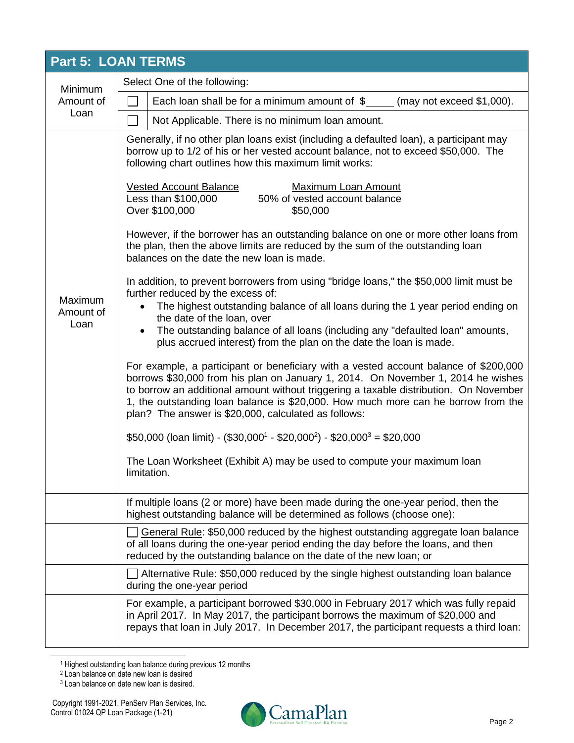## Part 5: LOAN TERMS

| | |
|---|---|
| **Minimum Amount of Loan** | Select One of the following:<br>☐ Each loan shall be for a minimum amount of $_____ (may not exceed $1,000).<br>☐ Not Applicable. There is no minimum loan amount. |
| **Maximum Amount of Loan** | Generally, if no other plan loans exist (including a defaulted loan), a participant may borrow up to 1/2 of his or her vested account balance, not to exceed $50,000. The following chart outlines how this maximum limit works:<br><br>Vested Account Balance — Maximum Loan Amount<br>Less than $100,000 — 50% of vested account balance<br>Over $100,000 — $50,000<br><br>However, if the borrower has an outstanding balance on one or more other loans from the plan, then the above limits are reduced by the sum of the outstanding loan balances on the date the new loan is made.<br><br>In addition, to prevent borrowers from using "bridge loans," the $50,000 limit must be further reduced by the excess of:<br>• The highest outstanding balance of all loans during the 1 year period ending on the date of the loan, over<br>• The outstanding balance of all loans (including any "defaulted loan" amounts, plus accrued interest) from the plan on the date the loan is made.<br><br>For example, a participant or beneficiary with a vested account balance of $200,000 borrows $30,000 from his plan on January 1, 2014. On November 1, 2014 he wishes to borrow an additional amount without triggering a taxable distribution. On November 1, the outstanding loan balance is $20,000. How much more can he borrow from the plan? The answer is $20,000, calculated as follows:<br><br>$50,000 (loan limit) - ($30,000[1] - $20,000[2]) - $20,000[3] = $20,000<br><br>The Loan Worksheet (Exhibit A) may be used to compute your maximum loan limitation. |
| | If multiple loans (2 or more) have been made during the one-year period, then the highest outstanding balance will be determined as follows (choose one): |
| | ☐ General Rule: $50,000 reduced by the highest outstanding aggregate loan balance of all loans during the one-year period ending the day before the loans, and then reduced by the outstanding balance on the date of the new loan; or |
| | ☐ Alternative Rule: $50,000 reduced by the single highest outstanding loan balance during the one-year period |
| | For example, a participant borrowed $30,000 in February 2017 which was fully repaid in April 2017. In May 2017, the participant borrows the maximum of $20,000 and repays that loan in July 2017. In December 2017, the participant requests a third loan: |

[1] Highest outstanding loan balance during previous 12 months
[2] Loan balance on date new loan is desired
[3] Loan balance on date new loan is desired.

Copyright 1991-2021, PenServ Plan Services, Inc.
Control 01024 QP Loan Package (1-21)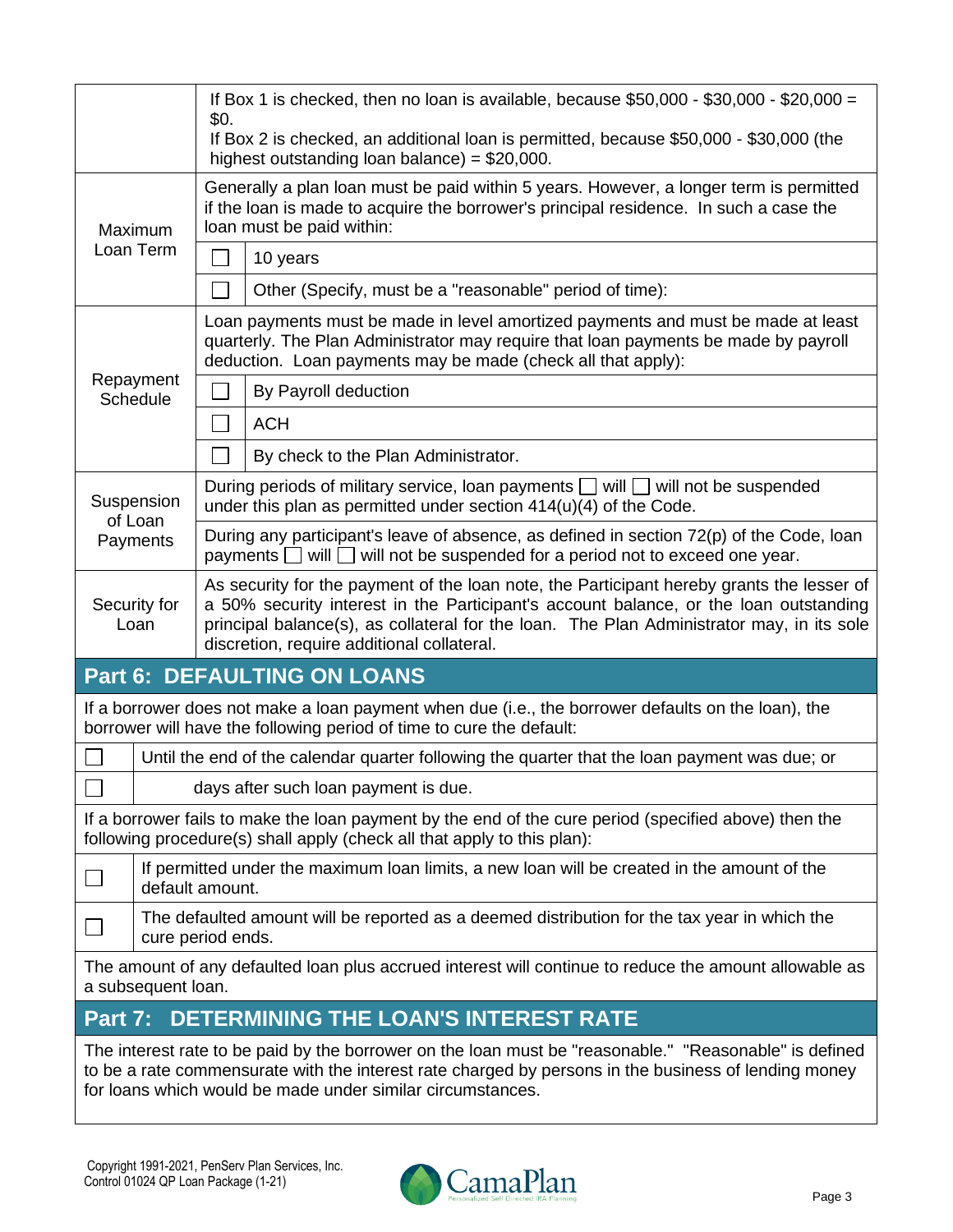| | |
|---|---|
| | If Box 1 is checked, then no loan is available, because \$50,000 - \$30,000 - \$20,000 = \$0.<br>If Box 2 is checked, an additional loan is permitted, because \$50,000 - \$30,000 (the highest outstanding loan balance) = \$20,000. |
| Maximum Loan Term | Generally a plan loan must be paid within 5 years. However, a longer term is permitted if the loan is made to acquire the borrower's principal residence. In such a case the loan must be paid within:<br>☐ 10 years<br>☐ Other (Specify, must be a "reasonable" period of time): |
| Repayment Schedule | Loan payments must be made in level amortized payments and must be made at least quarterly. The Plan Administrator may require that loan payments be made by payroll deduction. Loan payments may be made (check all that apply):<br>☐ By Payroll deduction<br>☐ ACH<br>☐ By check to the Plan Administrator. |
| Suspension of Loan Payments | During periods of military service, loan payments ☐ will ☐ will not be suspended under this plan as permitted under section 414(u)(4) of the Code.<br><br>During any participant's leave of absence, as defined in section 72(p) of the Code, loan payments ☐ will ☐ will not be suspended for a period not to exceed one year. |
| Security for Loan | As security for the payment of the loan note, the Participant hereby grants the lesser of a 50% security interest in the Participant's account balance, or the loan outstanding principal balance(s), as collateral for the loan. The Plan Administrator may, in its sole discretion, require additional collateral. |

## Part 6: DEFAULTING ON LOANS

If a borrower does not make a loan payment when due (i.e., the borrower defaults on the loan), the borrower will have the following period of time to cure the default:

☐ Until the end of the calendar quarter following the quarter that the loan payment was due; or

☐ ______ days after such loan payment is due.

If a borrower fails to make the loan payment by the end of the cure period (specified above) then the following procedure(s) shall apply (check all that apply to this plan):

☐ If permitted under the maximum loan limits, a new loan will be created in the amount of the default amount.

☐ The defaulted amount will be reported as a deemed distribution for the tax year in which the cure period ends.

The amount of any defaulted loan plus accrued interest will continue to reduce the amount allowable as a subsequent loan.

## Part 7: DETERMINING THE LOAN'S INTEREST RATE

The interest rate to be paid by the borrower on the loan must be "reasonable." "Reasonable" is defined to be a rate commensurate with the interest rate charged by persons in the business of lending money for loans which would be made under similar circumstances.

Copyright 1991-2021, PenServ Plan Services, Inc.
Control 01024 QP Loan Package (1-21)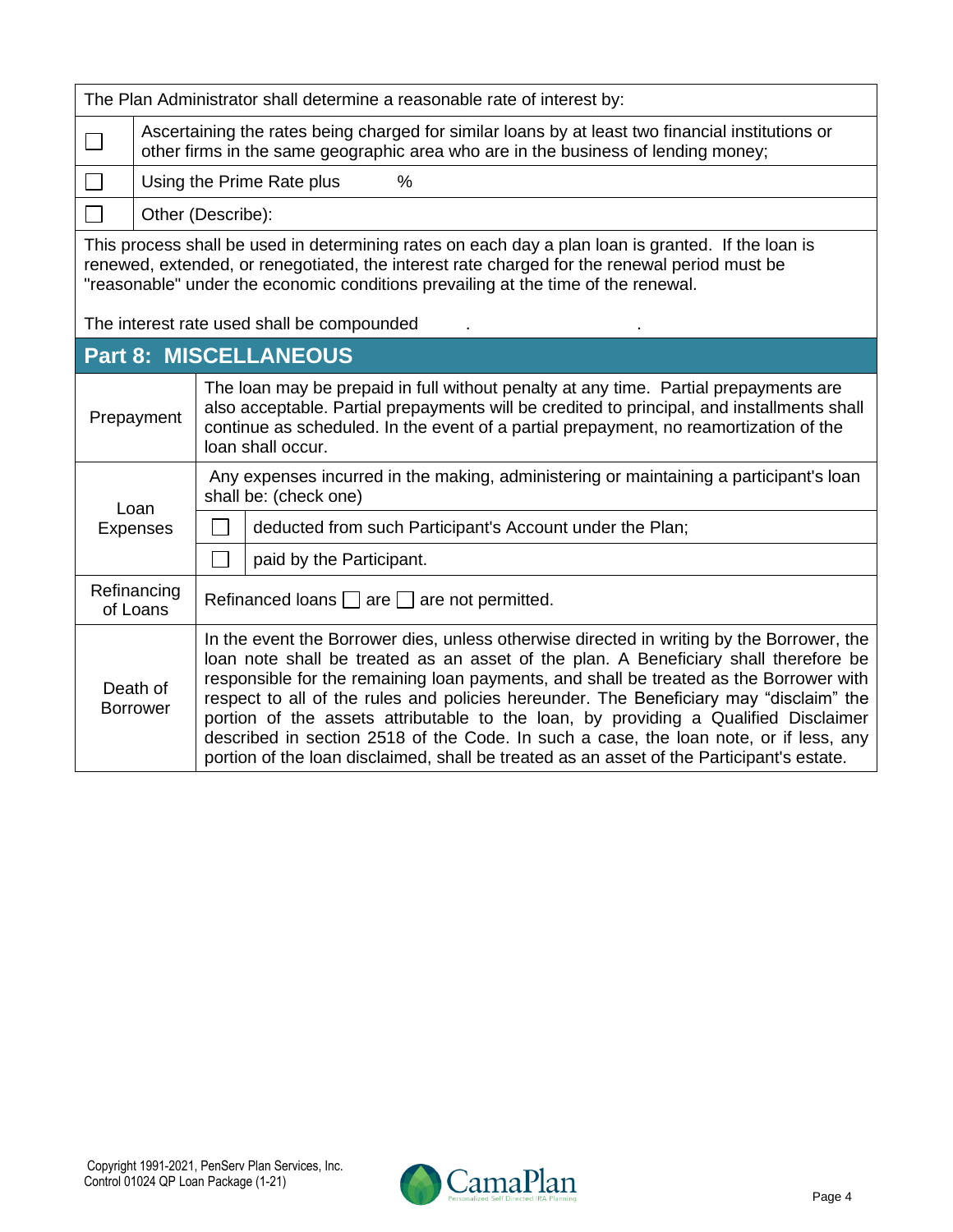| The Plan Administrator shall determine a reasonable rate of interest by: | |
|---|---|
| ☐ | Ascertaining the rates being charged for similar loans by at least two financial institutions or other firms in the same geographic area who are in the business of lending money; |
| ☐ | Using the Prime Rate plus % |
| ☐ | Other (Describe): |

This process shall be used in determining rates on each day a plan loan is granted. If the loan is renewed, extended, or renegotiated, the interest rate charged for the renewal period must be "reasonable" under the economic conditions prevailing at the time of the renewal.

The interest rate used shall be compounded . .

## Part 8: MISCELLANEOUS

| | | |
|---|---|---|
| Prepayment | The loan may be prepaid in full without penalty at any time. Partial prepayments are also acceptable. Partial prepayments will be credited to principal, and installments shall continue as scheduled. In the event of a partial prepayment, no reamortization of the loan shall occur. | |
| Loan Expenses | Any expenses incurred in the making, administering or maintaining a participant's loan shall be: (check one) | |
| | ☐ | deducted from such Participant's Account under the Plan; |
| | ☐ | paid by the Participant. |
| Refinancing of Loans | Refinanced loans ☐ are ☐ are not permitted. | |
| Death of Borrower | In the event the Borrower dies, unless otherwise directed in writing by the Borrower, the loan note shall be treated as an asset of the plan. A Beneficiary shall therefore be responsible for the remaining loan payments, and shall be treated as the Borrower with respect to all of the rules and policies hereunder. The Beneficiary may "disclaim" the portion of the assets attributable to the loan, by providing a Qualified Disclaimer described in section 2518 of the Code. In such a case, the loan note, or if less, any portion of the loan disclaimed, shall be treated as an asset of the Participant's estate. | |

Copyright 1991-2021, PenServ Plan Services, Inc.
Control 01024 QP Loan Package (1-21)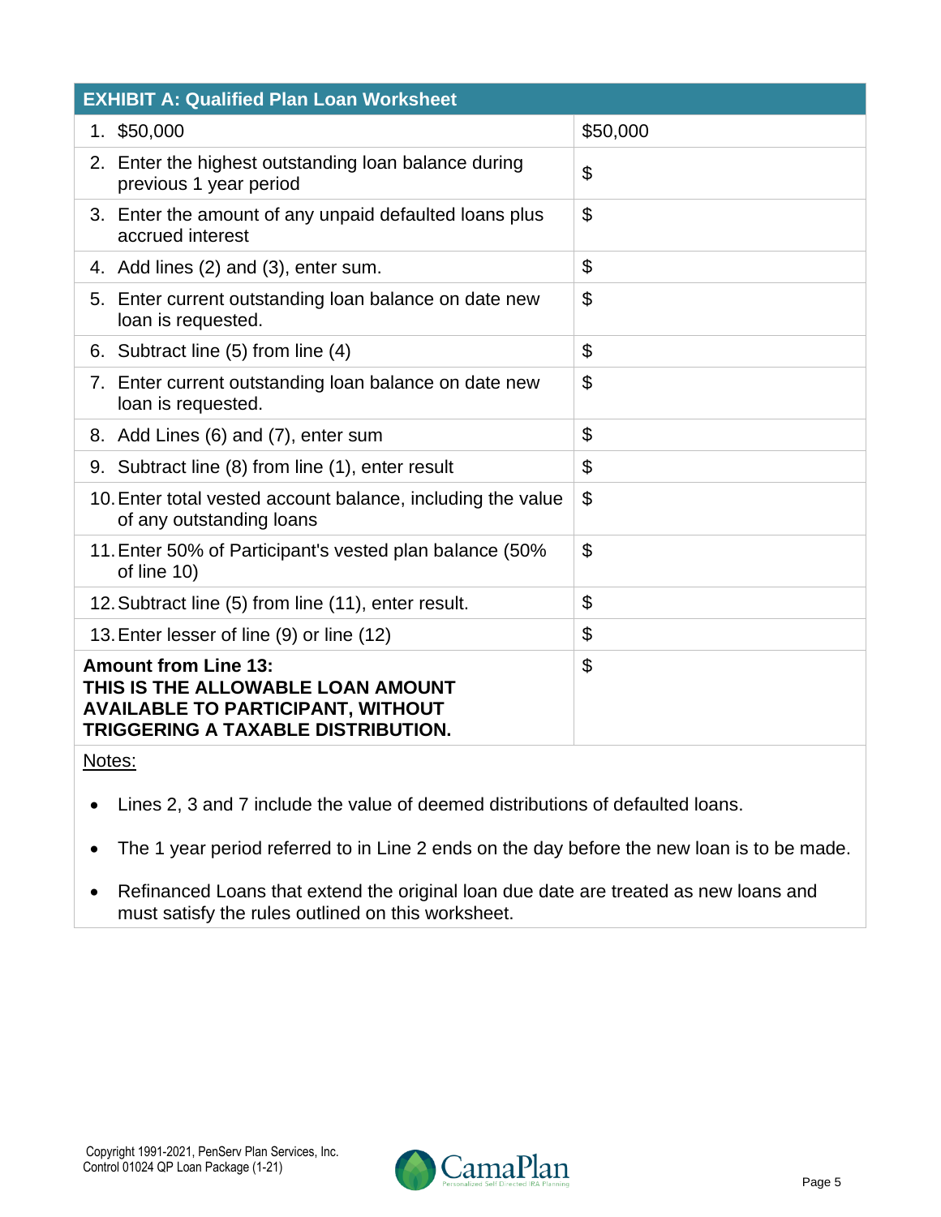| EXHIBIT A: Qualified Plan Loan Worksheet | |
|---|---|
| 1. $50,000 | $50,000 |
| 2. Enter the highest outstanding loan balance during previous 1 year period | $ |
| 3. Enter the amount of any unpaid defaulted loans plus accrued interest | $ |
| 4. Add lines (2) and (3), enter sum. | $ |
| 5. Enter current outstanding loan balance on date new loan is requested. | $ |
| 6. Subtract line (5) from line (4) | $ |
| 7. Enter current outstanding loan balance on date new loan is requested. | $ |
| 8. Add Lines (6) and (7), enter sum | $ |
| 9. Subtract line (8) from line (1), enter result | $ |
| 10. Enter total vested account balance, including the value of any outstanding loans | $ |
| 11. Enter 50% of Participant's vested plan balance (50% of line 10) | $ |
| 12. Subtract line (5) from line (11), enter result. | $ |
| 13. Enter lesser of line (9) or line (12) | $ |
| **Amount from Line 13: THIS IS THE ALLOWABLE LOAN AMOUNT AVAILABLE TO PARTICIPANT, WITHOUT TRIGGERING A TAXABLE DISTRIBUTION.** | $ |

Notes:

- Lines 2, 3 and 7 include the value of deemed distributions of defaulted loans.
- The 1 year period referred to in Line 2 ends on the day before the new loan is to be made.
- Refinanced Loans that extend the original loan due date are treated as new loans and must satisfy the rules outlined on this worksheet.

Copyright 1991-2021, PenServ Plan Services, Inc.
Control 01024 QP Loan Package (1-21)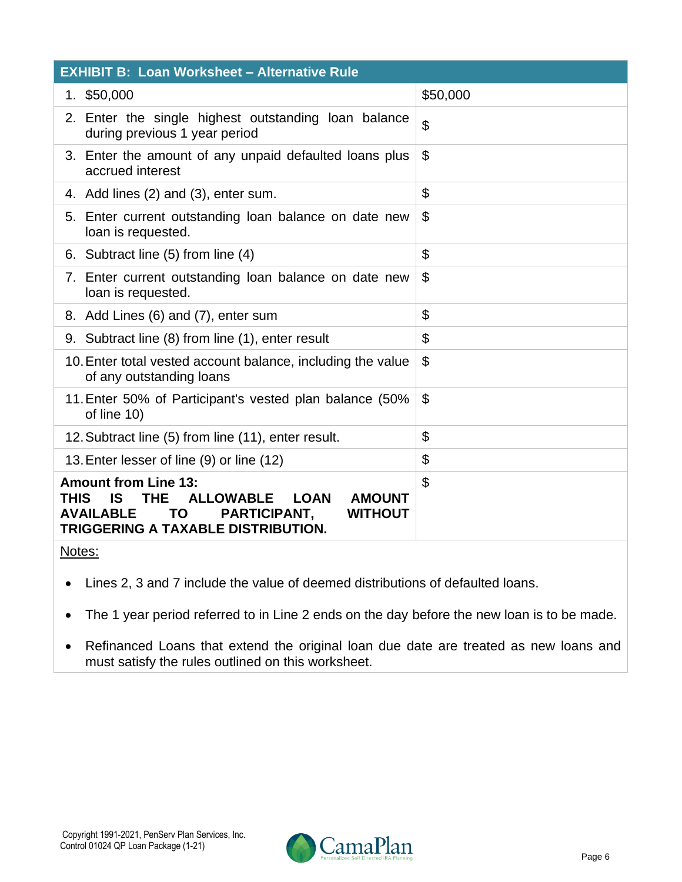| EXHIBIT B: Loan Worksheet – Alternative Rule | |
|---|---|
| 1. $50,000 | $50,000 |
| 2. Enter the single highest outstanding loan balance during previous 1 year period | $ |
| 3. Enter the amount of any unpaid defaulted loans plus accrued interest | $ |
| 4. Add lines (2) and (3), enter sum. | $ |
| 5. Enter current outstanding loan balance on date new loan is requested. | $ |
| 6. Subtract line (5) from line (4) | $ |
| 7. Enter current outstanding loan balance on date new loan is requested. | $ |
| 8. Add Lines (6) and (7), enter sum | $ |
| 9. Subtract line (8) from line (1), enter result | $ |
| 10. Enter total vested account balance, including the value of any outstanding loans | $ |
| 11. Enter 50% of Participant's vested plan balance (50% of line 10) | $ |
| 12. Subtract line (5) from line (11), enter result. | $ |
| 13. Enter lesser of line (9) or line (12) | $ |
| **Amount from Line 13: THIS IS THE ALLOWABLE LOAN AMOUNT AVAILABLE TO PARTICIPANT, WITHOUT TRIGGERING A TAXABLE DISTRIBUTION.** | $ |

Notes:

- Lines 2, 3 and 7 include the value of deemed distributions of defaulted loans.
- The 1 year period referred to in Line 2 ends on the day before the new loan is to be made.
- Refinanced Loans that extend the original loan due date are treated as new loans and must satisfy the rules outlined on this worksheet.

Copyright 1991-2021, PenServ Plan Services, Inc.
Control 01024 QP Loan Package (1-21)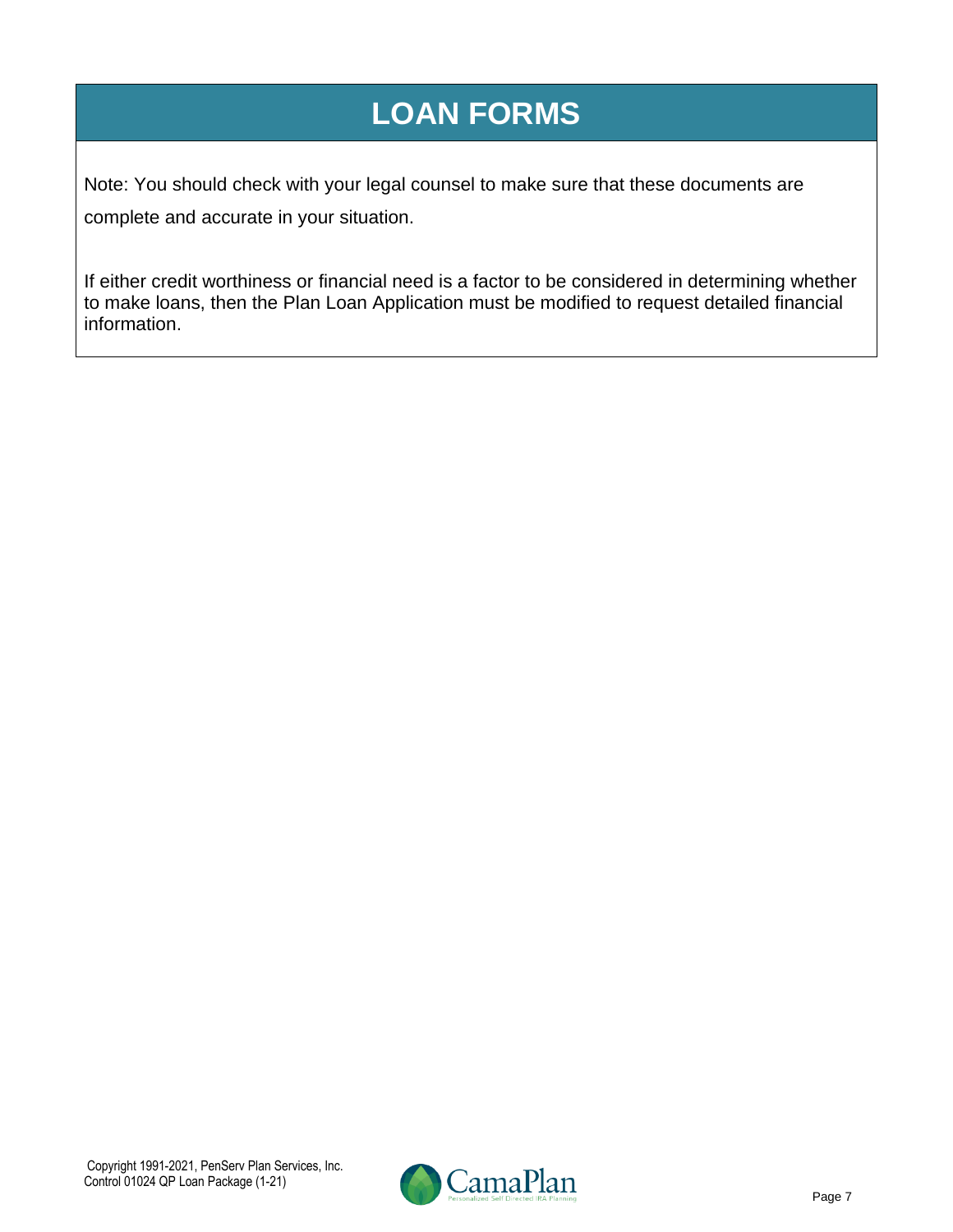# LOAN FORMS

Note: You should check with your legal counsel to make sure that these documents are complete and accurate in your situation.

If either credit worthiness or financial need is a factor to be considered in determining whether to make loans, then the Plan Loan Application must be modified to request detailed financial information.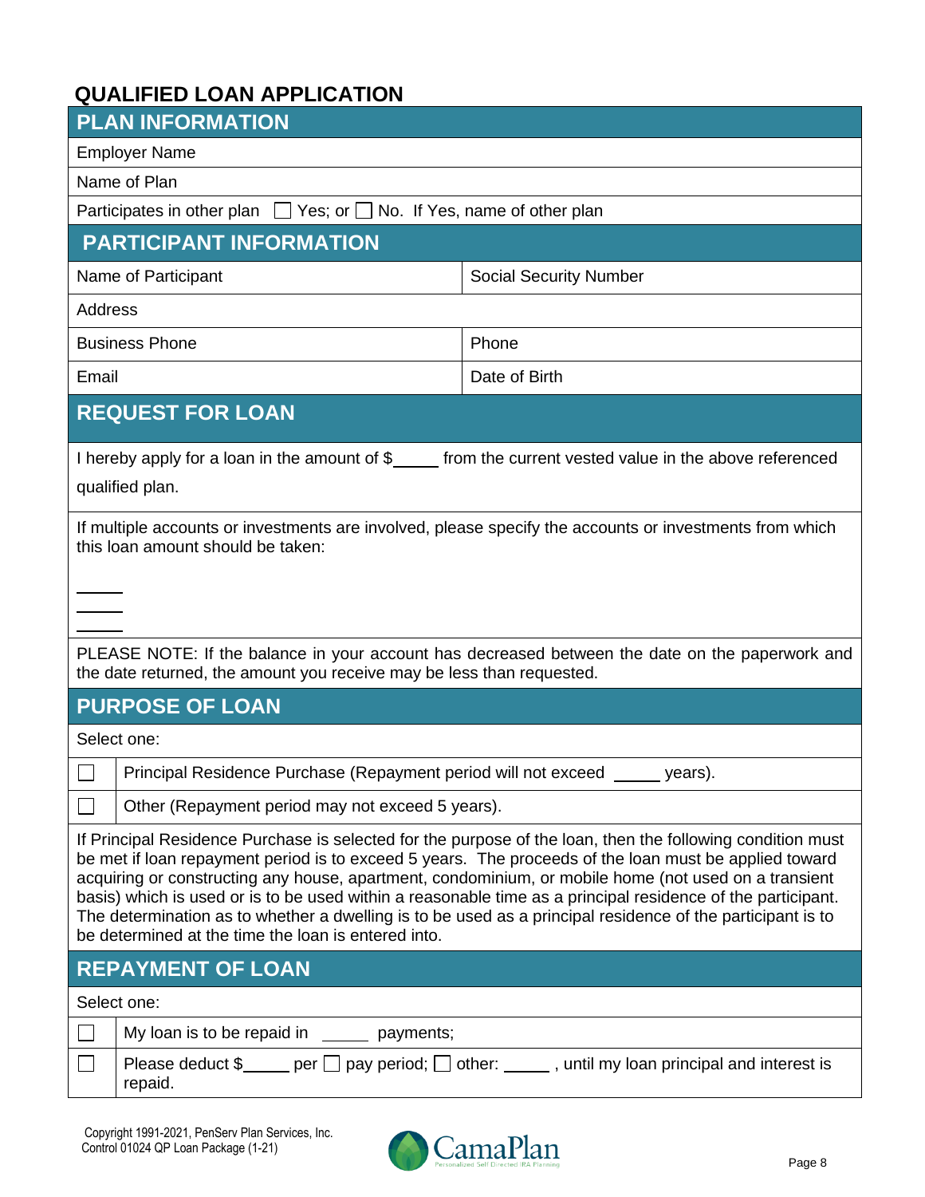# QUALIFIED LOAN APPLICATION

## PLAN INFORMATION

Employer Name

Name of Plan

Participates in other plan ☐ Yes; or ☐ No. If Yes, name of other plan

## PARTICIPANT INFORMATION

| Name of Participant | Social Security Number |
|---|---|
| Address | |
| Business Phone | Phone |
| Email | Date of Birth |

## REQUEST FOR LOAN

I hereby apply for a loan in the amount of $_____ from the current vested value in the above referenced qualified plan.

If multiple accounts or investments are involved, please specify the accounts or investments from which this loan amount should be taken:

_____

_____

_____

PLEASE NOTE: If the balance in your account has decreased between the date on the paperwork and the date returned, the amount you receive may be less than requested.

## PURPOSE OF LOAN

Select one:

| | |
|---|---|
| ☐ | Principal Residence Purchase (Repayment period will not exceed _____ years). |
| ☐ | Other (Repayment period may not exceed 5 years). |

If Principal Residence Purchase is selected for the purpose of the loan, then the following condition must be met if loan repayment period is to exceed 5 years. The proceeds of the loan must be applied toward acquiring or constructing any house, apartment, condominium, or mobile home (not used on a transient basis) which is used or is to be used within a reasonable time as a principal residence of the participant. The determination as to whether a dwelling is to be used as a principal residence of the participant is to be determined at the time the loan is entered into.

## REPAYMENT OF LOAN

Select one:

| | |
|---|---|
| ☐ | My loan is to be repaid in _____ payments; |
| ☐ | Please deduct $_____ per ☐ pay period; ☐ other: _____ , until my loan principal and interest is repaid. |

Copyright 1991-2021, PenServ Plan Services, Inc.
Control 01024 QP Loan Package (1-21)

CamaPlan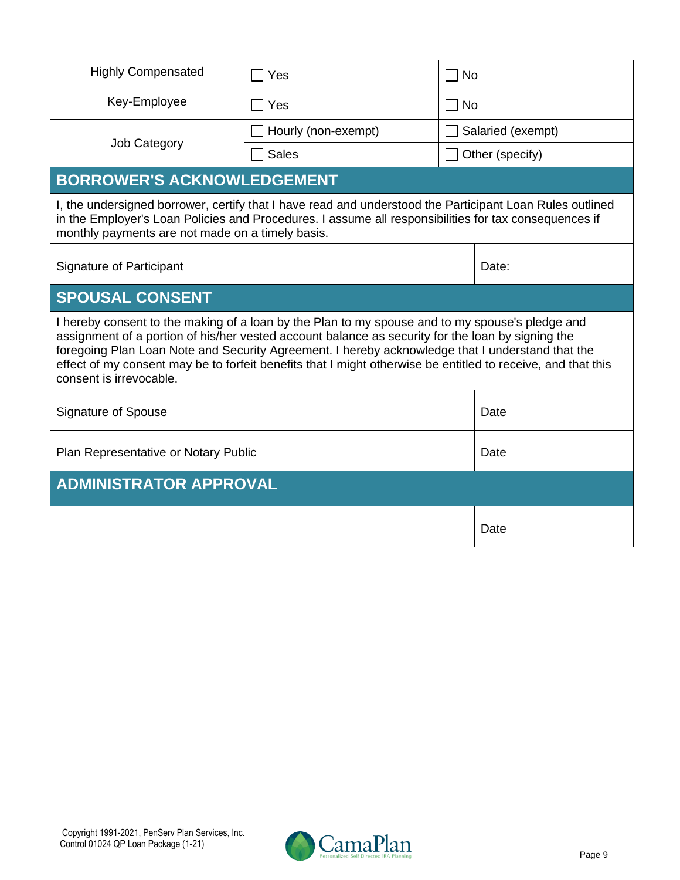| Highly Compensated | ☐ Yes | ☐ No |
|---|---|---|
| Key-Employee | ☐ Yes | ☐ No |
| Job Category | ☐ Hourly (non-exempt) | ☐ Salaried (exempt) |
| | ☐ Sales | ☐ Other (specify) |

## BORROWER'S ACKNOWLEDGEMENT

I, the undersigned borrower, certify that I have read and understood the Participant Loan Rules outlined in the Employer's Loan Policies and Procedures. I assume all responsibilities for tax consequences if monthly payments are not made on a timely basis.

| Signature of Participant | Date: |
|---|---|

## SPOUSAL CONSENT

I hereby consent to the making of a loan by the Plan to my spouse and to my spouse's pledge and assignment of a portion of his/her vested account balance as security for the loan by signing the foregoing Plan Loan Note and Security Agreement. I hereby acknowledge that I understand that the effect of my consent may be to forfeit benefits that I might otherwise be entitled to receive, and that this consent is irrevocable.

| Signature of Spouse | Date |
|---|---|
| Plan Representative or Notary Public | Date |

## ADMINISTRATOR APPROVAL

| | Date |
|---|---|

Copyright 1991-2021, PenServ Plan Services, Inc.
Control 01024 QP Loan Package (1-21)

CamaPlan
Personalized Self Directed IRA Planning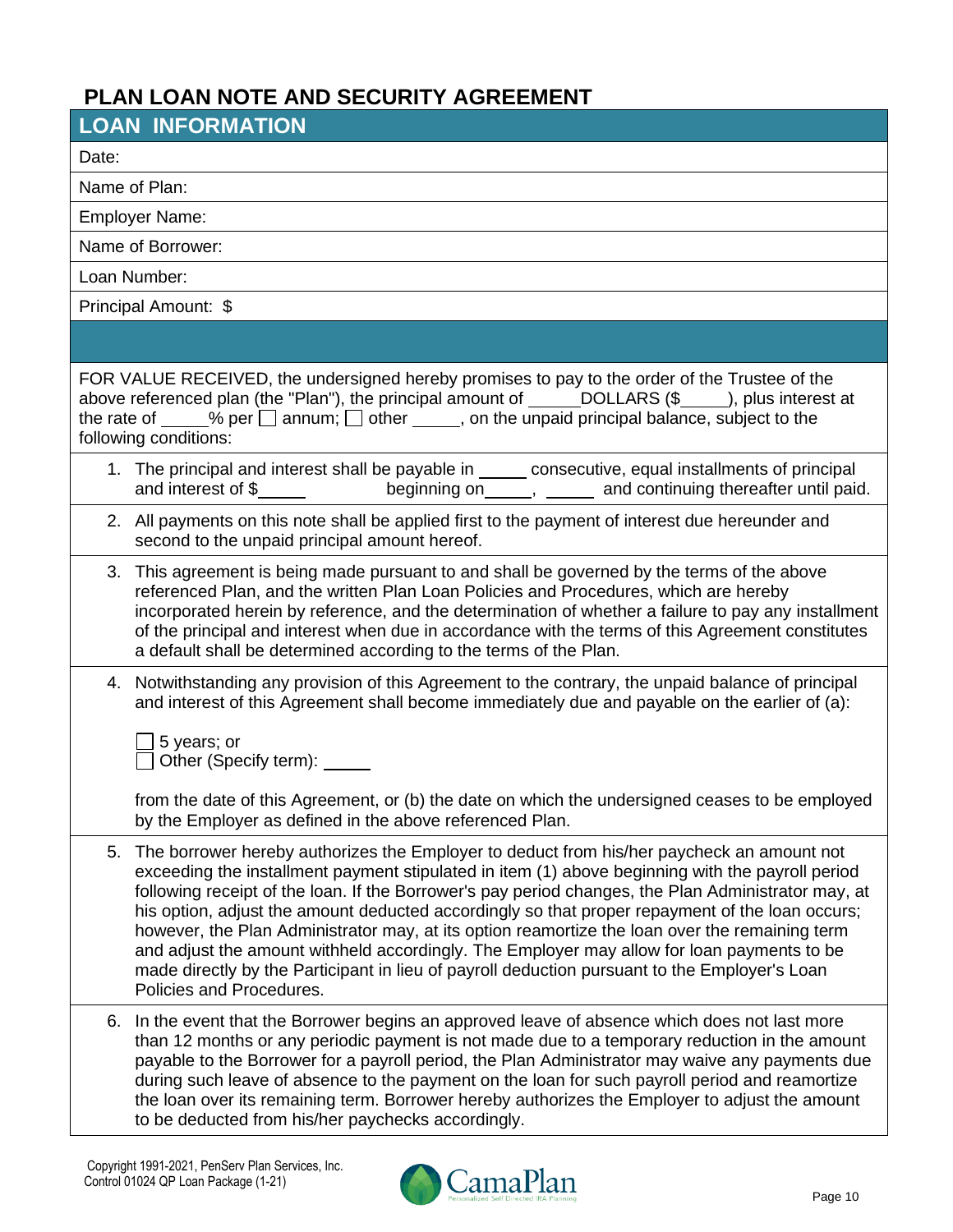# PLAN LOAN NOTE AND SECURITY AGREEMENT

## LOAN INFORMATION

Date:

Name of Plan:

Employer Name:

Name of Borrower:

Loan Number:

Principal Amount: $

FOR VALUE RECEIVED, the undersigned hereby promises to pay to the order of the Trustee of the above referenced plan (the "Plan"), the principal amount of _____DOLLARS ($_____), plus interest at the rate of _____% per ☐ annum; ☐ other _____, on the unpaid principal balance, subject to the following conditions:

1. The principal and interest shall be payable in _____ consecutive, equal installments of principal and interest of $_____ beginning on_____, _____ and continuing thereafter until paid.
2. All payments on this note shall be applied first to the payment of interest due hereunder and second to the unpaid principal amount hereof.
3. This agreement is being made pursuant to and shall be governed by the terms of the above referenced Plan, and the written Plan Loan Policies and Procedures, which are hereby incorporated herein by reference, and the determination of whether a failure to pay any installment of the principal and interest when due in accordance with the terms of this Agreement constitutes a default shall be determined according to the terms of the Plan.
4. Notwithstanding any provision of this Agreement to the contrary, the unpaid balance of principal and interest of this Agreement shall become immediately due and payable on the earlier of (a):

   ☐ 5 years; or
   ☐ Other (Specify term): _____

   from the date of this Agreement, or (b) the date on which the undersigned ceases to be employed by the Employer as defined in the above referenced Plan.
5. The borrower hereby authorizes the Employer to deduct from his/her paycheck an amount not exceeding the installment payment stipulated in item (1) above beginning with the payroll period following receipt of the loan. If the Borrower's pay period changes, the Plan Administrator may, at his option, adjust the amount deducted accordingly so that proper repayment of the loan occurs; however, the Plan Administrator may, at its option reamortize the loan over the remaining term and adjust the amount withheld accordingly. The Employer may allow for loan payments to be made directly by the Participant in lieu of payroll deduction pursuant to the Employer's Loan Policies and Procedures.
6. In the event that the Borrower begins an approved leave of absence which does not last more than 12 months or any periodic payment is not made due to a temporary reduction in the amount payable to the Borrower for a payroll period, the Plan Administrator may waive any payments due during such leave of absence to the payment on the loan for such payroll period and reamortize the loan over its remaining term. Borrower hereby authorizes the Employer to adjust the amount to be deducted from his/her paychecks accordingly.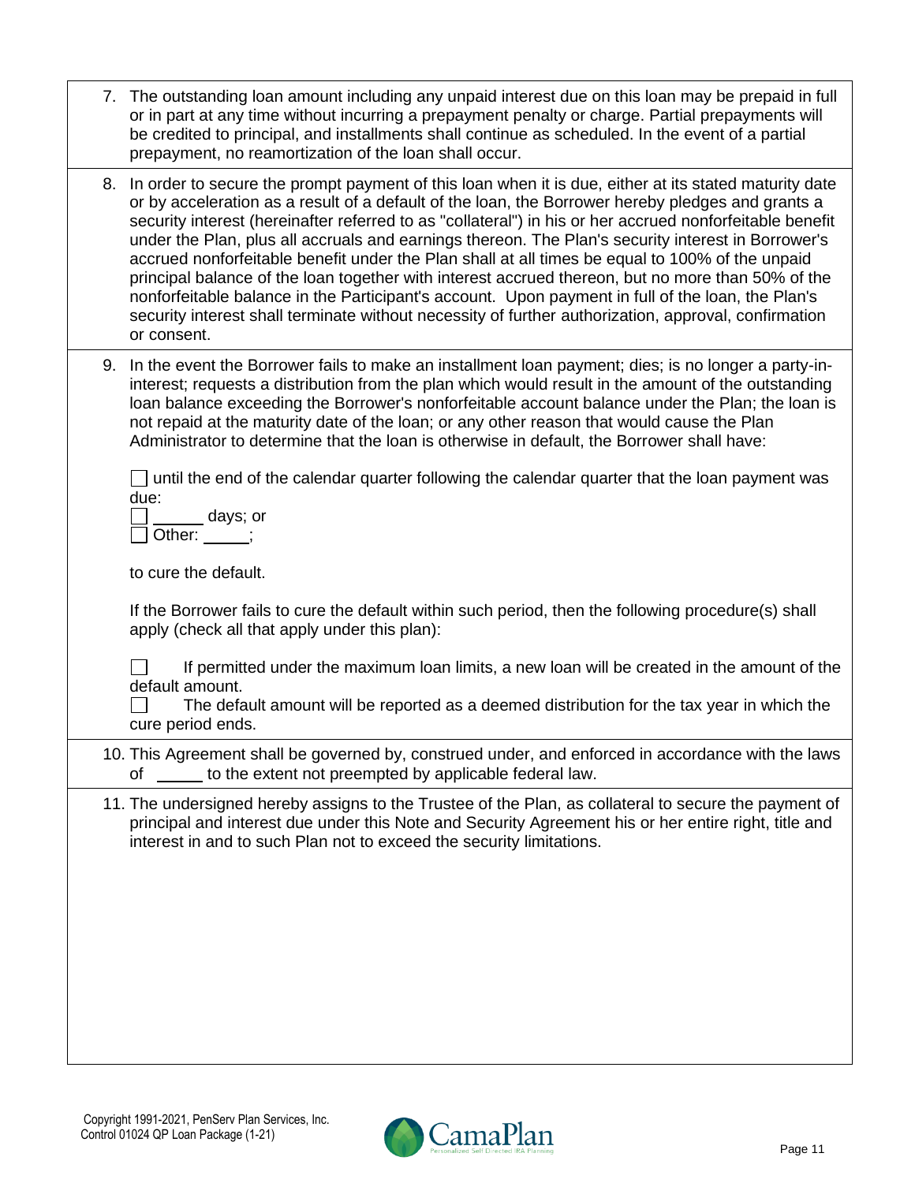7. The outstanding loan amount including any unpaid interest due on this loan may be prepaid in full or in part at any time without incurring a prepayment penalty or charge. Partial prepayments will be credited to principal, and installments shall continue as scheduled. In the event of a partial prepayment, no reamortization of the loan shall occur.

8. In order to secure the prompt payment of this loan when it is due, either at its stated maturity date or by acceleration as a result of a default of the loan, the Borrower hereby pledges and grants a security interest (hereinafter referred to as "collateral") in his or her accrued nonforfeitable benefit under the Plan, plus all accruals and earnings thereon. The Plan's security interest in Borrower's accrued nonforfeitable benefit under the Plan shall at all times be equal to 100% of the unpaid principal balance of the loan together with interest accrued thereon, but no more than 50% of the nonforfeitable balance in the Participant's account. Upon payment in full of the loan, the Plan's security interest shall terminate without necessity of further authorization, approval, confirmation or consent.

9. In the event the Borrower fails to make an installment loan payment; dies; is no longer a party-in-interest; requests a distribution from the plan which would result in the amount of the outstanding loan balance exceeding the Borrower's nonforfeitable account balance under the Plan; the loan is not repaid at the maturity date of the loan; or any other reason that would cause the Plan Administrator to determine that the loan is otherwise in default, the Borrower shall have:

   ☐ until the end of the calendar quarter following the calendar quarter that the loan payment was due:
   ☐ ______ days; or
   ☐ Other: _____;

   to cure the default.

   If the Borrower fails to cure the default within such period, then the following procedure(s) shall apply (check all that apply under this plan):

   ☐ If permitted under the maximum loan limits, a new loan will be created in the amount of the default amount.
   ☐ The default amount will be reported as a deemed distribution for the tax year in which the cure period ends.

10. This Agreement shall be governed by, construed under, and enforced in accordance with the laws of _____ to the extent not preempted by applicable federal law.

11. The undersigned hereby assigns to the Trustee of the Plan, as collateral to secure the payment of principal and interest due under this Note and Security Agreement his or her entire right, title and interest in and to such Plan not to exceed the security limitations.

Copyright 1991-2021, PenServ Plan Services, Inc.
Control 01024 QP Loan Package (1-21)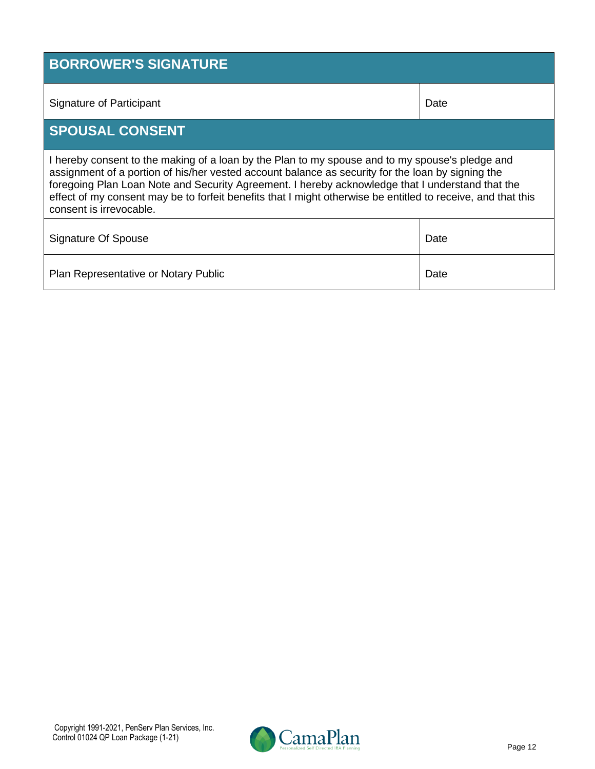## BORROWER'S SIGNATURE

| | |
|---|---|
| Signature of Participant | Date |

## SPOUSAL CONSENT

I hereby consent to the making of a loan by the Plan to my spouse and to my spouse's pledge and assignment of a portion of his/her vested account balance as security for the loan by signing the foregoing Plan Loan Note and Security Agreement. I hereby acknowledge that I understand that the effect of my consent may be to forfeit benefits that I might otherwise be entitled to receive, and that this consent is irrevocable.

| | |
|---|---|
| Signature Of Spouse | Date |
| Plan Representative or Notary Public | Date |

Copyright 1991-2021, PenServ Plan Services, Inc.
Control 01024 QP Loan Package (1-21)

CamaPlan
Personalized Self Directed IRA Planning